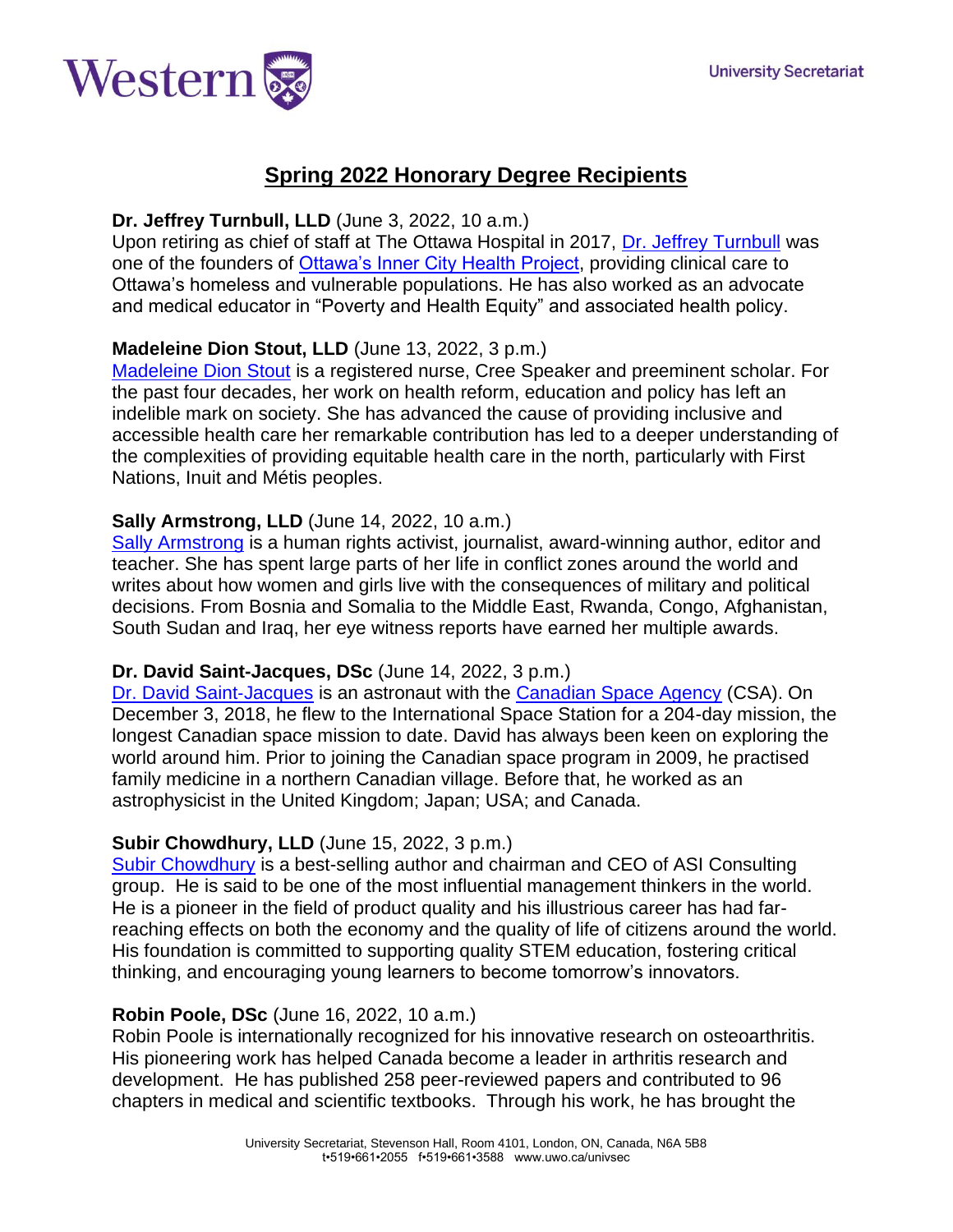# Spring 2022 Honorary Degree Recipients

**Dr. Jeffrey Turnbull, LLD** (June 3, 2022, 10 a.m.)
Upon retiring as chief of staff at The Ottawa Hospital in 2017, Dr. Jeffrey Turnbull was one of the founders of Ottawa's Inner City Health Project, providing clinical care to Ottawa's homeless and vulnerable populations. He has also worked as an advocate and medical educator in "Poverty and Health Equity" and associated health policy.

**Madeleine Dion Stout, LLD** (June 13, 2022, 3 p.m.)
Madeleine Dion Stout is a registered nurse, Cree Speaker and preeminent scholar. For the past four decades, her work on health reform, education and policy has left an indelible mark on society. She has advanced the cause of providing inclusive and accessible health care her remarkable contribution has led to a deeper understanding of the complexities of providing equitable health care in the north, particularly with First Nations, Inuit and Métis peoples.

**Sally Armstrong, LLD** (June 14, 2022, 10 a.m.)
Sally Armstrong is a human rights activist, journalist, award-winning author, editor and teacher. She has spent large parts of her life in conflict zones around the world and writes about how women and girls live with the consequences of military and political decisions. From Bosnia and Somalia to the Middle East, Rwanda, Congo, Afghanistan, South Sudan and Iraq, her eye witness reports have earned her multiple awards.

**Dr. David Saint-Jacques, DSc** (June 14, 2022, 3 p.m.)
Dr. David Saint-Jacques is an astronaut with the Canadian Space Agency (CSA). On December 3, 2018, he flew to the International Space Station for a 204-day mission, the longest Canadian space mission to date. David has always been keen on exploring the world around him. Prior to joining the Canadian space program in 2009, he practised family medicine in a northern Canadian village. Before that, he worked as an astrophysicist in the United Kingdom; Japan; USA; and Canada.

**Subir Chowdhury, LLD** (June 15, 2022, 3 p.m.)
Subir Chowdhury is a best-selling author and chairman and CEO of ASI Consulting group. He is said to be one of the most influential management thinkers in the world. He is a pioneer in the field of product quality and his illustrious career has had far-reaching effects on both the economy and the quality of life of citizens around the world. His foundation is committed to supporting quality STEM education, fostering critical thinking, and encouraging young learners to become tomorrow's innovators.

**Robin Poole, DSc** (June 16, 2022, 10 a.m.)
Robin Poole is internationally recognized for his innovative research on osteoarthritis. His pioneering work has helped Canada become a leader in arthritis research and development. He has published 258 peer-reviewed papers and contributed to 96 chapters in medical and scientific textbooks. Through his work, he has brought the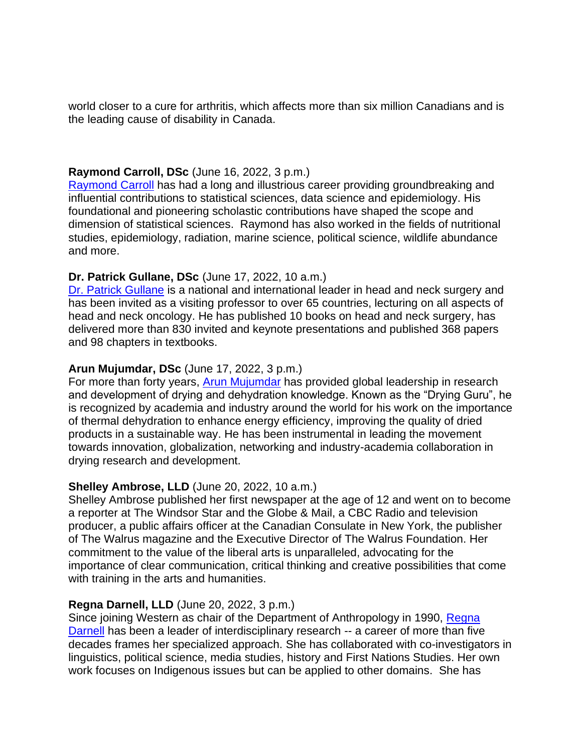world closer to a cure for arthritis, which affects more than six million Canadians and is the leading cause of disability in Canada.

**Raymond Carroll, DSc** (June 16, 2022, 3 p.m.)
Raymond Carroll has had a long and illustrious career providing groundbreaking and influential contributions to statistical sciences, data science and epidemiology. His foundational and pioneering scholastic contributions have shaped the scope and dimension of statistical sciences. Raymond has also worked in the fields of nutritional studies, epidemiology, radiation, marine science, political science, wildlife abundance and more.

**Dr. Patrick Gullane, DSc** (June 17, 2022, 10 a.m.)
Dr. Patrick Gullane is a national and international leader in head and neck surgery and has been invited as a visiting professor to over 65 countries, lecturing on all aspects of head and neck oncology. He has published 10 books on head and neck surgery, has delivered more than 830 invited and keynote presentations and published 368 papers and 98 chapters in textbooks.

**Arun Mujumdar, DSc** (June 17, 2022, 3 p.m.)
For more than forty years, Arun Mujumdar has provided global leadership in research and development of drying and dehydration knowledge. Known as the "Drying Guru", he is recognized by academia and industry around the world for his work on the importance of thermal dehydration to enhance energy efficiency, improving the quality of dried products in a sustainable way. He has been instrumental in leading the movement towards innovation, globalization, networking and industry-academia collaboration in drying research and development.

**Shelley Ambrose, LLD** (June 20, 2022, 10 a.m.)
Shelley Ambrose published her first newspaper at the age of 12 and went on to become a reporter at The Windsor Star and the Globe & Mail, a CBC Radio and television producer, a public affairs officer at the Canadian Consulate in New York, the publisher of The Walrus magazine and the Executive Director of The Walrus Foundation. Her commitment to the value of the liberal arts is unparalleled, advocating for the importance of clear communication, critical thinking and creative possibilities that come with training in the arts and humanities.

**Regna Darnell, LLD** (June 20, 2022, 3 p.m.)
Since joining Western as chair of the Department of Anthropology in 1990, Regna Darnell has been a leader of interdisciplinary research -- a career of more than five decades frames her specialized approach. She has collaborated with co-investigators in linguistics, political science, media studies, history and First Nations Studies. Her own work focuses on Indigenous issues but can be applied to other domains. She has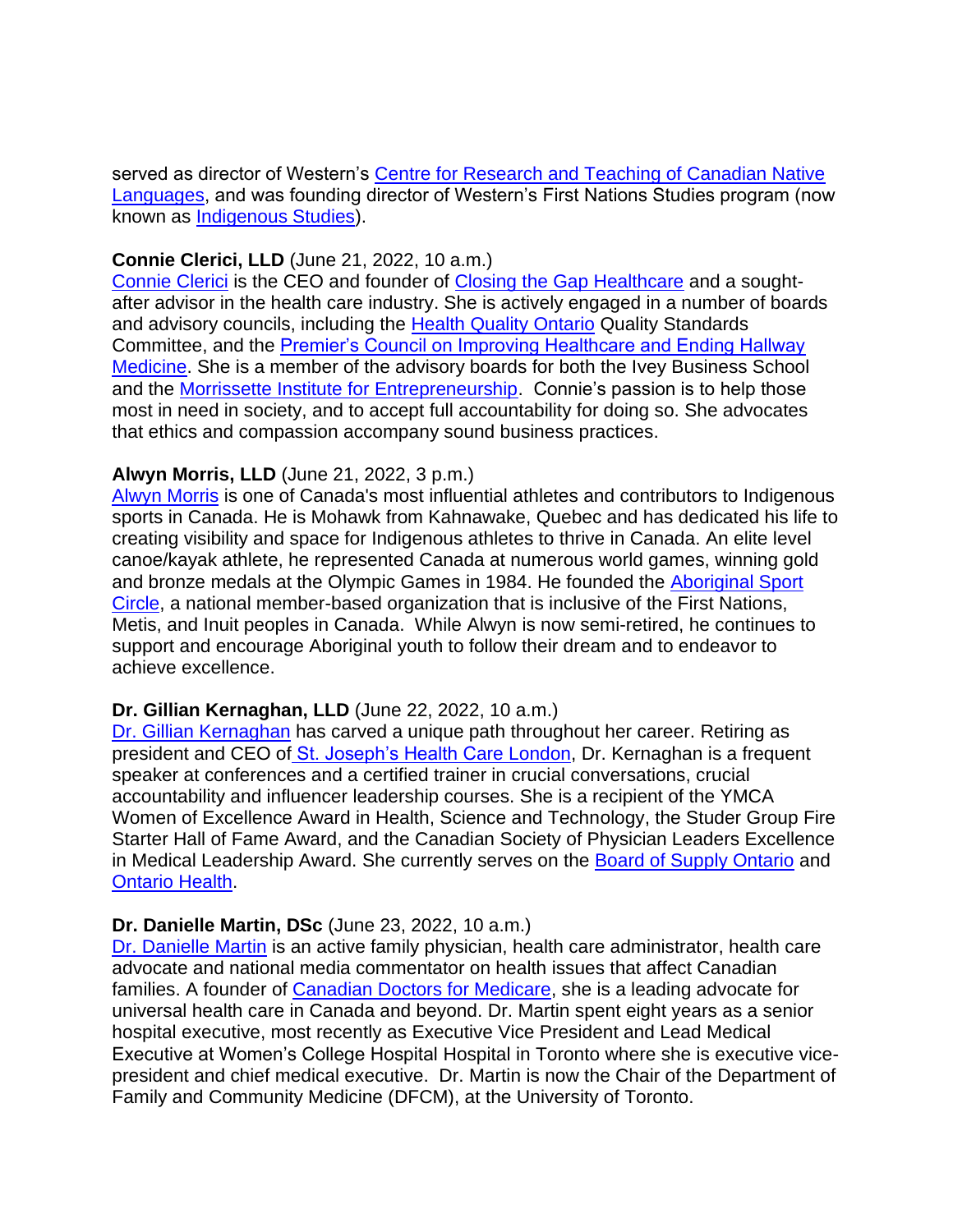served as director of Western's Centre for Research and Teaching of Canadian Native Languages, and was founding director of Western's First Nations Studies program (now known as Indigenous Studies).

**Connie Clerici, LLD** (June 21, 2022, 10 a.m.)
Connie Clerici is the CEO and founder of Closing the Gap Healthcare and a sought-after advisor in the health care industry. She is actively engaged in a number of boards and advisory councils, including the Health Quality Ontario Quality Standards Committee, and the Premier's Council on Improving Healthcare and Ending Hallway Medicine. She is a member of the advisory boards for both the Ivey Business School and the Morrissette Institute for Entrepreneurship. Connie's passion is to help those most in need in society, and to accept full accountability for doing so. She advocates that ethics and compassion accompany sound business practices.

**Alwyn Morris, LLD** (June 21, 2022, 3 p.m.)
Alwyn Morris is one of Canada's most influential athletes and contributors to Indigenous sports in Canada. He is Mohawk from Kahnawake, Quebec and has dedicated his life to creating visibility and space for Indigenous athletes to thrive in Canada. An elite level canoe/kayak athlete, he represented Canada at numerous world games, winning gold and bronze medals at the Olympic Games in 1984. He founded the Aboriginal Sport Circle, a national member-based organization that is inclusive of the First Nations, Metis, and Inuit peoples in Canada. While Alwyn is now semi-retired, he continues to support and encourage Aboriginal youth to follow their dream and to endeavor to achieve excellence.

**Dr. Gillian Kernaghan, LLD** (June 22, 2022, 10 a.m.)
Dr. Gillian Kernaghan has carved a unique path throughout her career. Retiring as president and CEO of St. Joseph's Health Care London, Dr. Kernaghan is a frequent speaker at conferences and a certified trainer in crucial conversations, crucial accountability and influencer leadership courses. She is a recipient of the YMCA Women of Excellence Award in Health, Science and Technology, the Studer Group Fire Starter Hall of Fame Award, and the Canadian Society of Physician Leaders Excellence in Medical Leadership Award. She currently serves on the Board of Supply Ontario and Ontario Health.

**Dr. Danielle Martin, DSc** (June 23, 2022, 10 a.m.)
Dr. Danielle Martin is an active family physician, health care administrator, health care advocate and national media commentator on health issues that affect Canadian families. A founder of Canadian Doctors for Medicare, she is a leading advocate for universal health care in Canada and beyond. Dr. Martin spent eight years as a senior hospital executive, most recently as Executive Vice President and Lead Medical Executive at Women's College Hospital Hospital in Toronto where she is executive vice-president and chief medical executive. Dr. Martin is now the Chair of the Department of Family and Community Medicine (DFCM), at the University of Toronto.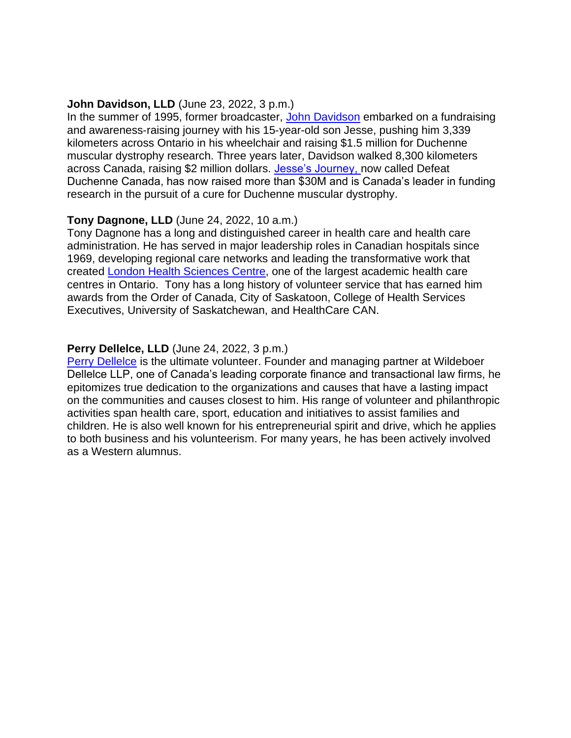**John Davidson, LLD** (June 23, 2022, 3 p.m.)
In the summer of 1995, former broadcaster, John Davidson embarked on a fundraising and awareness-raising journey with his 15-year-old son Jesse, pushing him 3,339 kilometers across Ontario in his wheelchair and raising $1.5 million for Duchenne muscular dystrophy research. Three years later, Davidson walked 8,300 kilometers across Canada, raising $2 million dollars. Jesse's Journey, now called Defeat Duchenne Canada, has now raised more than $30M and is Canada's leader in funding research in the pursuit of a cure for Duchenne muscular dystrophy.

**Tony Dagnone, LLD** (June 24, 2022, 10 a.m.)
Tony Dagnone has a long and distinguished career in health care and health care administration. He has served in major leadership roles in Canadian hospitals since 1969, developing regional care networks and leading the transformative work that created London Health Sciences Centre, one of the largest academic health care centres in Ontario. Tony has a long history of volunteer service that has earned him awards from the Order of Canada, City of Saskatoon, College of Health Services Executives, University of Saskatchewan, and HealthCare CAN.

**Perry Dellelce, LLD** (June 24, 2022, 3 p.m.)
Perry Dellelce is the ultimate volunteer. Founder and managing partner at Wildeboer Dellelce LLP, one of Canada's leading corporate finance and transactional law firms, he epitomizes true dedication to the organizations and causes that have a lasting impact on the communities and causes closest to him. His range of volunteer and philanthropic activities span health care, sport, education and initiatives to assist families and children. He is also well known for his entrepreneurial spirit and drive, which he applies to both business and his volunteerism. For many years, he has been actively involved as a Western alumnus.